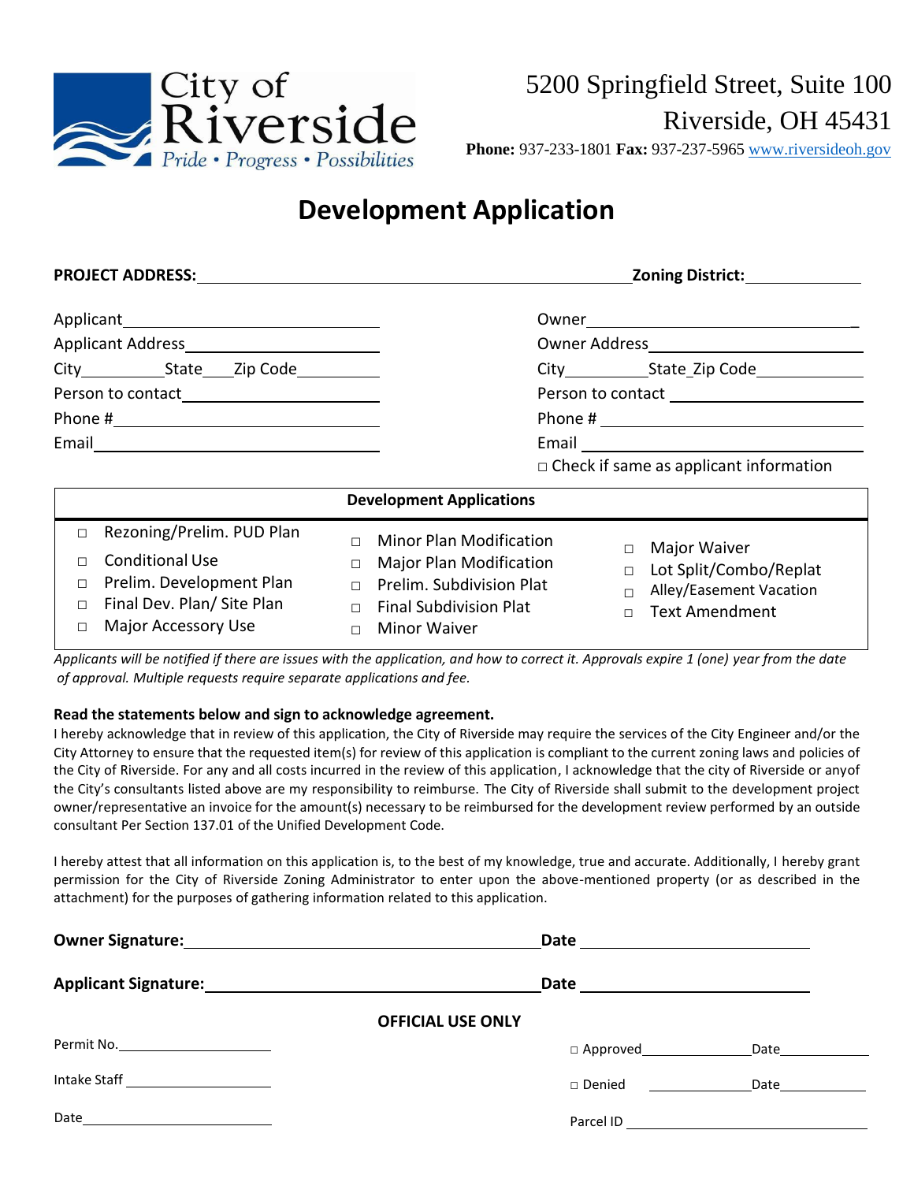City of Riverside
Pride • Progress • Possibilities

5200 Springfield Street, Suite 100
Riverside, OH 45431
**Phone:** 937-233-1801 **Fax:** 937-237-5965 www.riversideoh.gov

# Development Application

**PROJECT ADDRESS:**\_\_\_\_\_\_\_\_\_\_\_\_\_\_\_\_\_\_\_\_\_\_\_\_\_\_\_\_\_\_\_\_\_\_\_\_\_\_\_\_\_\_\_\_ **Zoning District:**\_\_\_\_\_\_\_\_\_\_\_\_

Applicant\_\_\_\_\_\_\_\_\_\_\_\_\_\_\_\_\_\_\_\_\_\_\_\_\_\_\_\_
Applicant Address\_\_\_\_\_\_\_\_\_\_\_\_\_\_\_\_\_\_\_\_\_\_
City\_\_\_\_\_\_\_\_\_\_State\_\_\_\_Zip Code\_\_\_\_\_\_\_\_\_\_
Person to contact\_\_\_\_\_\_\_\_\_\_\_\_\_\_\_\_\_\_\_\_\_\_
Phone #\_\_\_\_\_\_\_\_\_\_\_\_\_\_\_\_\_\_\_\_\_\_\_\_\_\_\_\_\_\_
Email\_\_\_\_\_\_\_\_\_\_\_\_\_\_\_\_\_\_\_\_\_\_\_\_\_\_\_\_\_\_\_\_

Owner\_\_\_\_\_\_\_\_\_\_\_\_\_\_\_\_\_\_\_\_\_\_\_\_\_\_\_\_\_\_\_\_
Owner Address\_\_\_\_\_\_\_\_\_\_\_\_\_\_\_\_\_\_\_\_\_\_\_\_
City\_\_\_\_\_\_\_\_\_\_State\_Zip Code\_\_\_\_\_\_\_\_\_\_\_\_
Person to contact \_\_\_\_\_\_\_\_\_\_\_\_\_\_\_\_\_\_\_\_\_\_
Phone # \_\_\_\_\_\_\_\_\_\_\_\_\_\_\_\_\_\_\_\_\_\_\_\_\_\_\_\_\_
Email \_\_\_\_\_\_\_\_\_\_\_\_\_\_\_\_\_\_\_\_\_\_\_\_\_\_\_\_\_\_\_
□ Check if same as applicant information

**Development Applications**

| | | |
|---|---|---|
| □ Rezoning/Prelim. PUD Plan | □ Minor Plan Modification | □ Major Waiver |
| □ Conditional Use | □ Major Plan Modification | □ Lot Split/Combo/Replat |
| □ Prelim. Development Plan | □ Prelim. Subdivision Plat | □ Alley/Easement Vacation |
| □ Final Dev. Plan/ Site Plan | □ Final Subdivision Plat | □ Text Amendment |
| □ Major Accessory Use | □ Minor Waiver | |

*Applicants will be notified if there are issues with the application, and how to correct it. Approvals expire 1 (one) year from the date of approval. Multiple requests require separate applications and fee.*

**Read the statements below and sign to acknowledge agreement.**

I hereby acknowledge that in review of this application, the City of Riverside may require the services of the City Engineer and/or the City Attorney to ensure that the requested item(s) for review of this application is compliant to the current zoning laws and policies of the City of Riverside. For any and all costs incurred in the review of this application, I acknowledge that the city of Riverside or anyof the City's consultants listed above are my responsibility to reimburse. The City of Riverside shall submit to the development project owner/representative an invoice for the amount(s) necessary to be reimbursed for the development review performed by an outside consultant Per Section 137.01 of the Unified Development Code.

I hereby attest that all information on this application is, to the best of my knowledge, true and accurate. Additionally, I hereby grant permission for the City of Riverside Zoning Administrator to enter upon the above-mentioned property (or as described in the attachment) for the purposes of gathering information related to this application.

**Owner Signature:**\_\_\_\_\_\_\_\_\_\_\_\_\_\_\_\_\_\_\_\_\_\_\_\_\_\_\_\_\_\_\_\_\_\_\_\_ **Date** \_\_\_\_\_\_\_\_\_\_\_\_\_\_\_\_\_\_\_\_\_\_

**Applicant Signature:**\_\_\_\_\_\_\_\_\_\_\_\_\_\_\_\_\_\_\_\_\_\_\_\_\_\_\_\_\_\_\_\_\_ **Date** \_\_\_\_\_\_\_\_\_\_\_\_\_\_\_\_\_\_\_\_\_\_

**OFFICIAL USE ONLY**

Permit No.\_\_\_\_\_\_\_\_\_\_\_\_\_\_\_\_\_\_ □ Approved\_\_\_\_\_\_\_\_\_\_\_\_Date\_\_\_\_\_\_\_\_\_\_

Intake Staff \_\_\_\_\_\_\_\_\_\_\_\_\_\_\_\_\_ □ Denied \_\_\_\_\_\_\_\_\_\_\_\_Date\_\_\_\_\_\_\_\_\_\_

Date\_\_\_\_\_\_\_\_\_\_\_\_\_\_\_\_\_\_\_\_\_\_\_ Parcel ID \_\_\_\_\_\_\_\_\_\_\_\_\_\_\_\_\_\_\_\_\_\_\_\_\_\_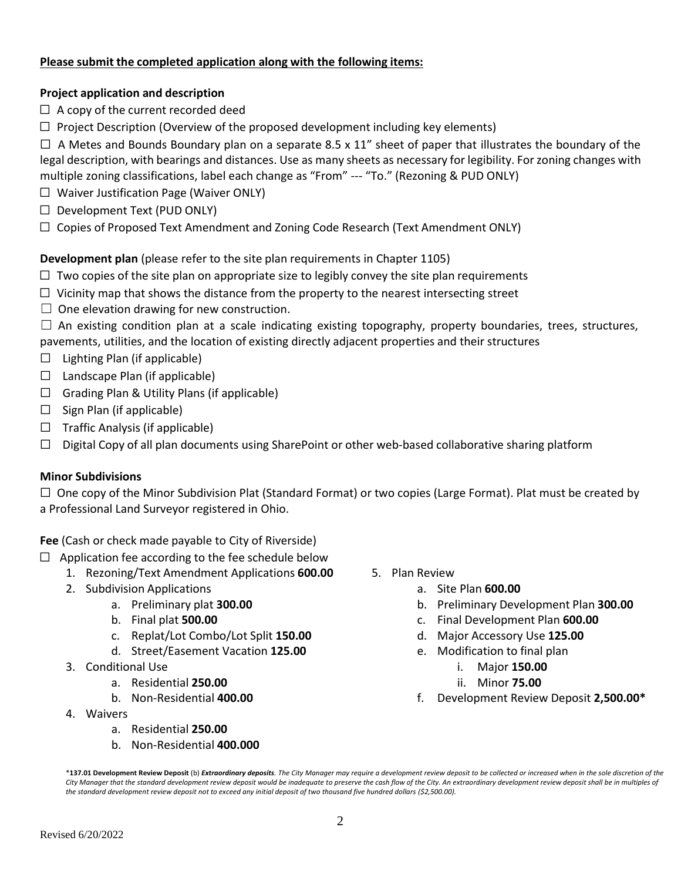**Please submit the completed application along with the following items:**

**Project application and description**

- ☐ A copy of the current recorded deed
- ☐ Project Description (Overview of the proposed development including key elements)
- ☐ A Metes and Bounds Boundary plan on a separate 8.5 x 11" sheet of paper that illustrates the boundary of the legal description, with bearings and distances. Use as many sheets as necessary for legibility. For zoning changes with multiple zoning classifications, label each change as "From" --- "To." (Rezoning & PUD ONLY)
- ☐ Waiver Justification Page (Waiver ONLY)
- ☐ Development Text (PUD ONLY)
- ☐ Copies of Proposed Text Amendment and Zoning Code Research (Text Amendment ONLY)

**Development plan** (please refer to the site plan requirements in Chapter 1105)

- ☐ Two copies of the site plan on appropriate size to legibly convey the site plan requirements
- ☐ Vicinity map that shows the distance from the property to the nearest intersecting street
- ☐ One elevation drawing for new construction.
- ☐ An existing condition plan at a scale indicating existing topography, property boundaries, trees, structures, pavements, utilities, and the location of existing directly adjacent properties and their structures
- ☐ Lighting Plan (if applicable)
- ☐ Landscape Plan (if applicable)
- ☐ Grading Plan & Utility Plans (if applicable)
- ☐ Sign Plan (if applicable)
- ☐ Traffic Analysis (if applicable)
- ☐ Digital Copy of all plan documents using SharePoint or other web-based collaborative sharing platform

**Minor Subdivisions**

- ☐ One copy of the Minor Subdivision Plat (Standard Format) or two copies (Large Format). Plat must be created by a Professional Land Surveyor registered in Ohio.

**Fee** (Cash or check made payable to City of Riverside)

- ☐ Application fee according to the fee schedule below
  1. Rezoning/Text Amendment Applications **600.00**
  2. Subdivision Applications
     a. Preliminary plat **300.00**
     b. Final plat **500.00**
     c. Replat/Lot Combo/Lot Split **150.00**
     d. Street/Easement Vacation **125.00**
  3. Conditional Use
     a. Residential **250.00**
     b. Non-Residential **400.00**
  4. Waivers
     a. Residential **250.00**
     b. Non-Residential **400.000**
  5. Plan Review
     a. Site Plan **600.00**
     b. Preliminary Development Plan **300.00**
     c. Final Development Plan **600.00**
     d. Major Accessory Use **125.00**
     e. Modification to final plan
        i. Major **150.00**
        ii. Minor **75.00**
     f. Development Review Deposit **2,500.00***

*__137.01 Development Review Deposit__ (b) ***Extraordinary deposits***. *The City Manager may require a development review deposit to be collected or increased when in the sole discretion of the City Manager that the standard development review deposit would be inadequate to preserve the cash flow of the City. An extraordinary development review deposit shall be in multiples of the standard development review deposit not to exceed any initial deposit of two thousand five hundred dollars ($2,500.00).*

Revised 6/20/2022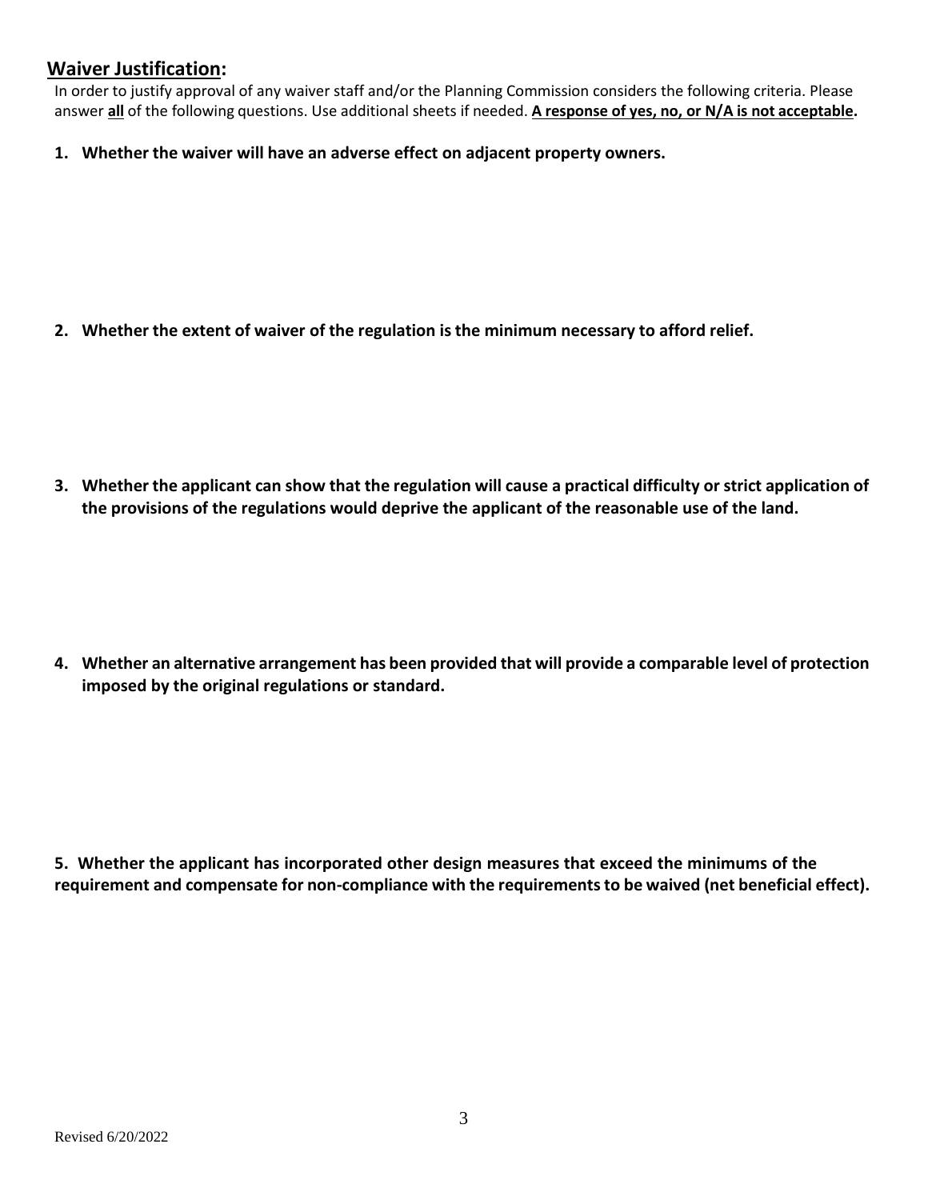## Waiver Justification:

In order to justify approval of any waiver staff and/or the Planning Commission considers the following criteria. Please answer **all** of the following questions. Use additional sheets if needed. **A response of yes, no, or N/A is not acceptable.**

**1. Whether the waiver will have an adverse effect on adjacent property owners.**

**2. Whether the extent of waiver of the regulation is the minimum necessary to afford relief.**

**3. Whether the applicant can show that the regulation will cause a practical difficulty or strict application of the provisions of the regulations would deprive the applicant of the reasonable use of the land.**

**4. Whether an alternative arrangement has been provided that will provide a comparable level of protection imposed by the original regulations or standard.**

**5. Whether the applicant has incorporated other design measures that exceed the minimums of the requirement and compensate for non-compliance with the requirements to be waived (net beneficial effect).**

Revised 6/20/2022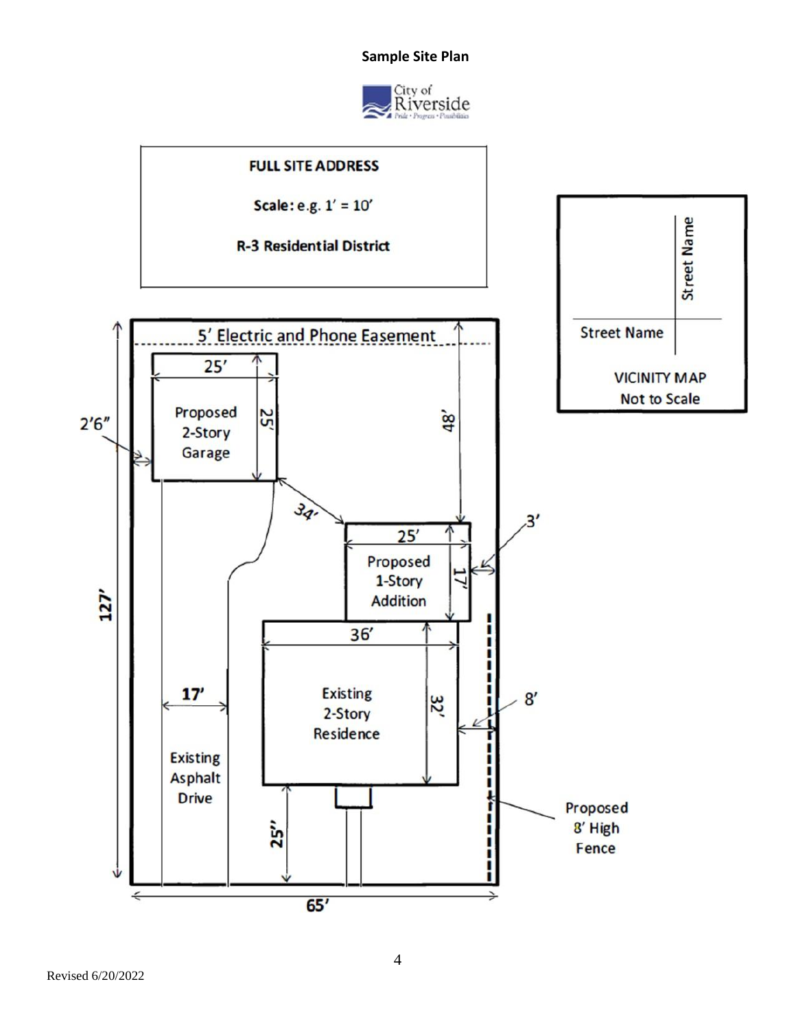# Sample Site Plan

City of Riverside
Pride · Progress · Possibilities

**FULL SITE ADDRESS**

**Scale:** e.g. 1′ = 10′

**R-3 Residential District**

Street Name

Street Name

VICINITY MAP
Not to Scale

5′ Electric and Phone Easement

25′

25′

Proposed
2-Story
Garage

2′6″

48′

34′

25′

Proposed
1-Story
Addition

17′

3′

127′

36′

**17′**

Existing
2-Story
Residence

32′

8′

Existing
Asphalt
Drive

25″

Proposed
8′ High
Fence

65′

Revised 6/20/2022